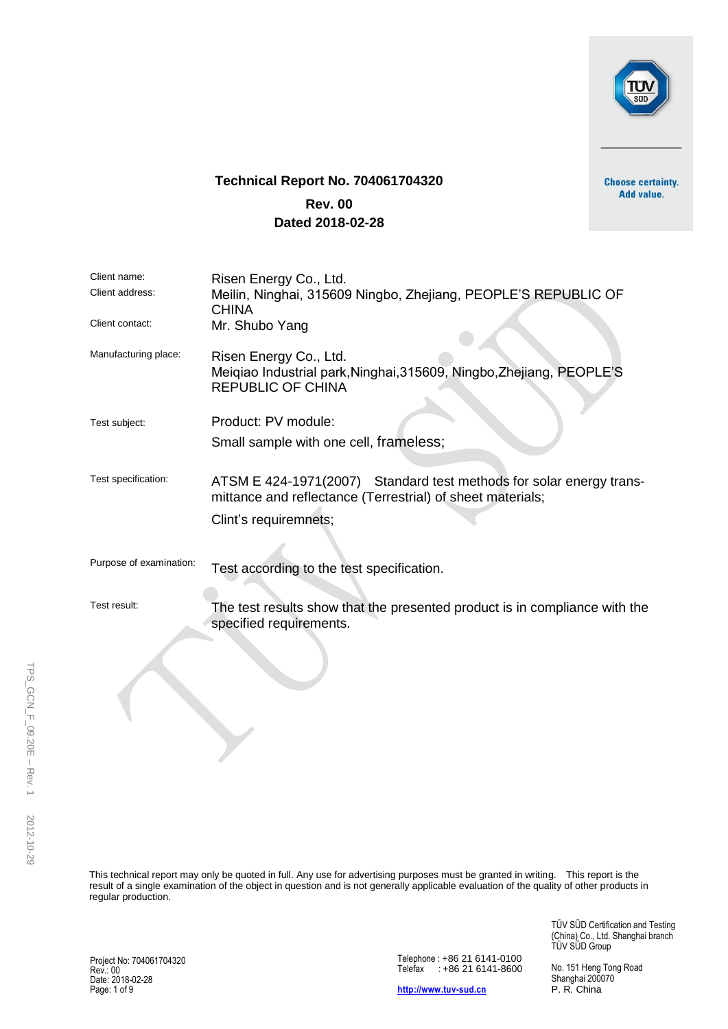Choose certainty.
Add value.

# Technical Report No. 704061704320

**Rev. 00**

**Dated 2018-02-28**

| | |
|---|---|
| Client name: | Risen Energy Co., Ltd. |
| Client address: | Meilin, Ninghai, 315609 Ningbo, Zhejiang, PEOPLE'S REPUBLIC OF CHINA |
| Client contact: | Mr. Shubo Yang |
| Manufacturing place: | Risen Energy Co., Ltd.<br>Meiqiao Industrial park,Ninghai,315609, Ningbo,Zhejiang, PEOPLE'S REPUBLIC OF CHINA |
| Test subject: | Product: PV module:<br>Small sample with one cell, frameless; |
| Test specification: | ATSM E 424-1971(2007)  Standard test methods for solar energy transmittance and reflectance (Terrestrial) of sheet materials;<br>Clint's requiremnets; |
| Purpose of examination: | Test according to the test specification. |
| Test result: | The test results show that the presented product is in compliance with the specified requirements. |

This technical report may only be quoted in full. Any use for advertising purposes must be granted in writing. This report is the result of a single examination of the object in question and is not generally applicable evaluation of the quality of other products in regular production.

Project No: 704061704320
Rev.: 00
Date: 2018-02-28

Telephone : +86 21 6141-0100
Telefax : +86 21 6141-8600
http://www.tuv-sud.cn

TÜV SÜD Certification and Testing (China) Co., Ltd. Shanghai branch
TÜV SÜD Group

No. 151 Heng Tong Road
Shanghai 200070
P. R. China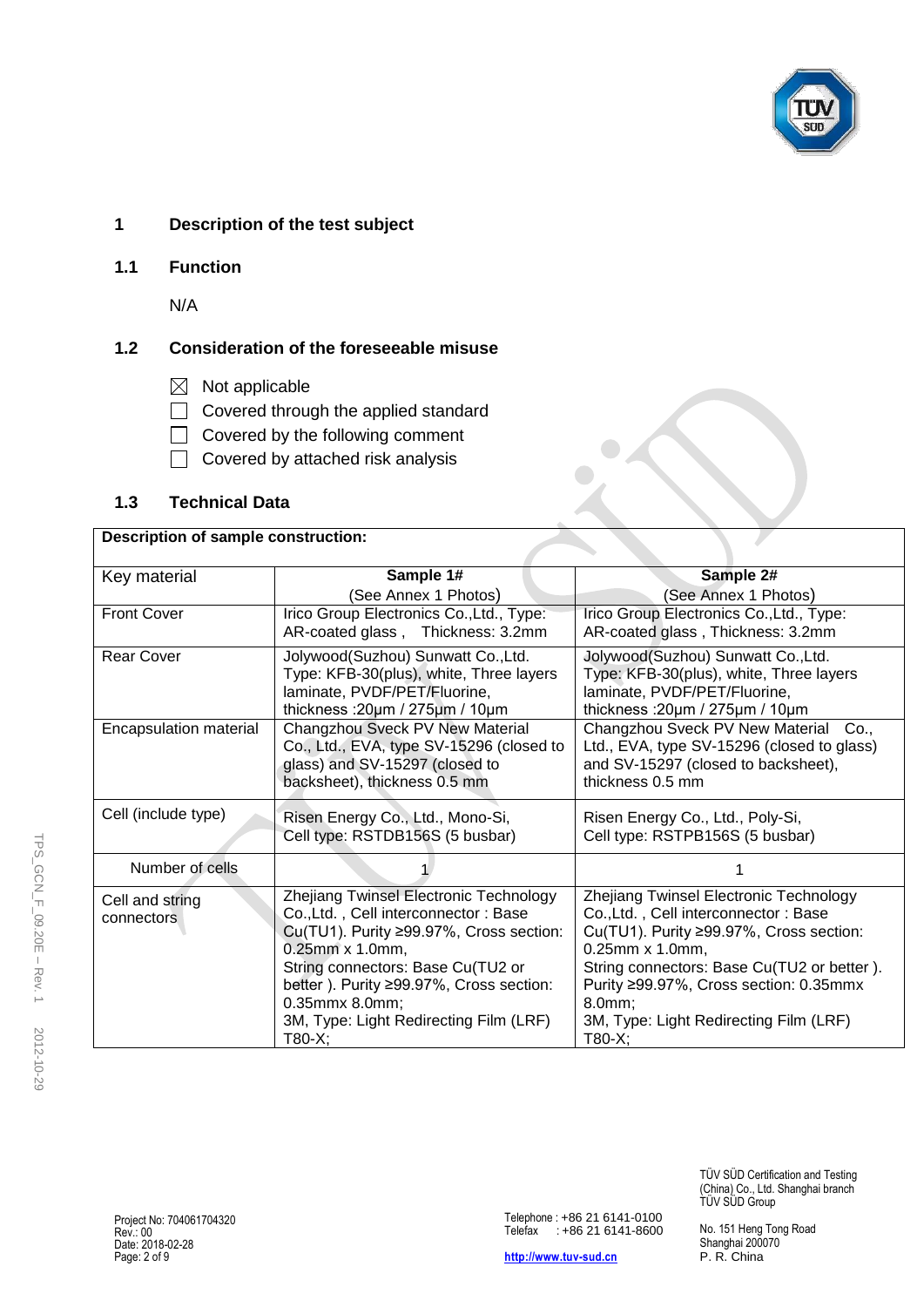# 1 Description of the test subject

## 1.1 Function

N/A

## 1.2 Consideration of the foreseeable misuse

- ☒ Not applicable
- ☐ Covered through the applied standard
- ☐ Covered by the following comment
- ☐ Covered by attached risk analysis

## 1.3 Technical Data

| **Description of sample construction:** | | |
|---|---|---|
| Key material | **Sample 1#** (See Annex 1 Photos) | **Sample 2#** (See Annex 1 Photos) |
| Front Cover | Irico Group Electronics Co.,Ltd., Type: AR-coated glass , Thickness: 3.2mm | Irico Group Electronics Co.,Ltd., Type: AR-coated glass , Thickness: 3.2mm |
| Rear Cover | Jolywood(Suzhou) Sunwatt Co.,Ltd. Type: KFB-30(plus), white, Three layers laminate, PVDF/PET/Fluorine, thickness :20µm / 275µm / 10µm | Jolywood(Suzhou) Sunwatt Co.,Ltd. Type: KFB-30(plus), white, Three layers laminate, PVDF/PET/Fluorine, thickness :20µm / 275µm / 10µm |
| Encapsulation material | Changzhou Sveck PV New Material Co., Ltd., EVA, type SV-15296 (closed to glass) and SV-15297 (closed to backsheet), thickness 0.5 mm | Changzhou Sveck PV New Material Co., Ltd., EVA, type SV-15296 (closed to glass) and SV-15297 (closed to backsheet), thickness 0.5 mm |
| Cell (include type) | Risen Energy Co., Ltd., Mono-Si, Cell type: RSTDB156S (5 busbar) | Risen Energy Co., Ltd., Poly-Si, Cell type: RSTPB156S (5 busbar) |
| Number of cells | 1 | 1 |
| Cell and string connectors | Zhejiang Twinsel Electronic Technology Co.,Ltd. , Cell interconnector : Base Cu(TU1). Purity ≥99.97%, Cross section: 0.25mm x 1.0mm, String connectors: Base Cu(TU2 or better ). Purity ≥99.97%, Cross section: 0.35mmx 8.0mm; 3M, Type: Light Redirecting Film (LRF) T80-X; | Zhejiang Twinsel Electronic Technology Co.,Ltd. , Cell interconnector : Base Cu(TU1). Purity ≥99.97%, Cross section: 0.25mm x 1.0mm, String connectors: Base Cu(TU2 or better ). Purity ≥99.97%, Cross section: 0.35mmx 8.0mm; 3M, Type: Light Redirecting Film (LRF) T80-X; |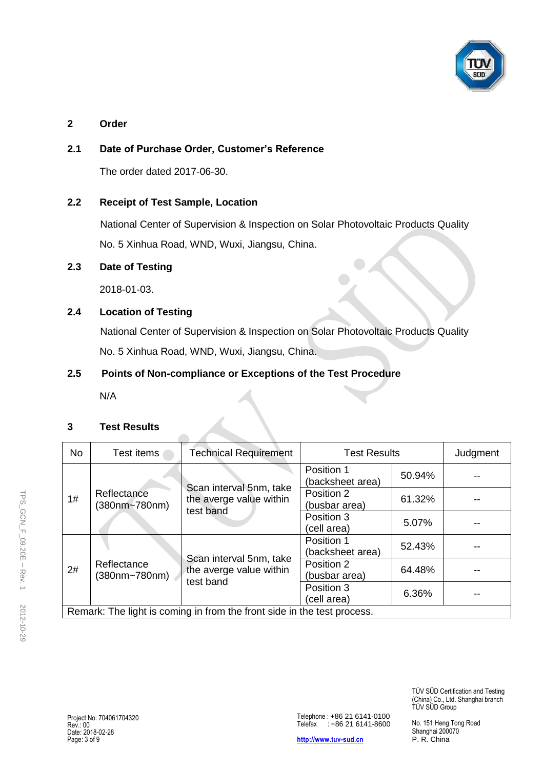## 2 Order

### 2.1 Date of Purchase Order, Customer's Reference

The order dated 2017-06-30.

### 2.2 Receipt of Test Sample, Location

National Center of Supervision & Inspection on Solar Photovoltaic Products Quality

No. 5 Xinhua Road, WND, Wuxi, Jiangsu, China.

### 2.3 Date of Testing

2018-01-03.

### 2.4 Location of Testing

National Center of Supervision & Inspection on Solar Photovoltaic Products Quality

No. 5 Xinhua Road, WND, Wuxi, Jiangsu, China.

### 2.5 Points of Non-compliance or Exceptions of the Test Procedure

N/A

## 3 Test Results

| No | Test items | Technical Requirement | Test Results | | Judgment |
|---|---|---|---|---|---|
| 1# | Reflectance (380nm~780nm) | Scan interval 5nm, take the averge value within test band | Position 1 (backsheet area) | 50.94% | -- |
| | | | Position 2 (busbar area) | 61.32% | -- |
| | | | Position 3 (cell area) | 5.07% | -- |
| 2# | Reflectance (380nm~780nm) | Scan interval 5nm, take the averge value within test band | Position 1 (backsheet area) | 52.43% | -- |
| | | | Position 2 (busbar area) | 64.48% | -- |
| | | | Position 3 (cell area) | 6.36% | -- |
| Remark: The light is coming in from the front side in the test process. | | | | | |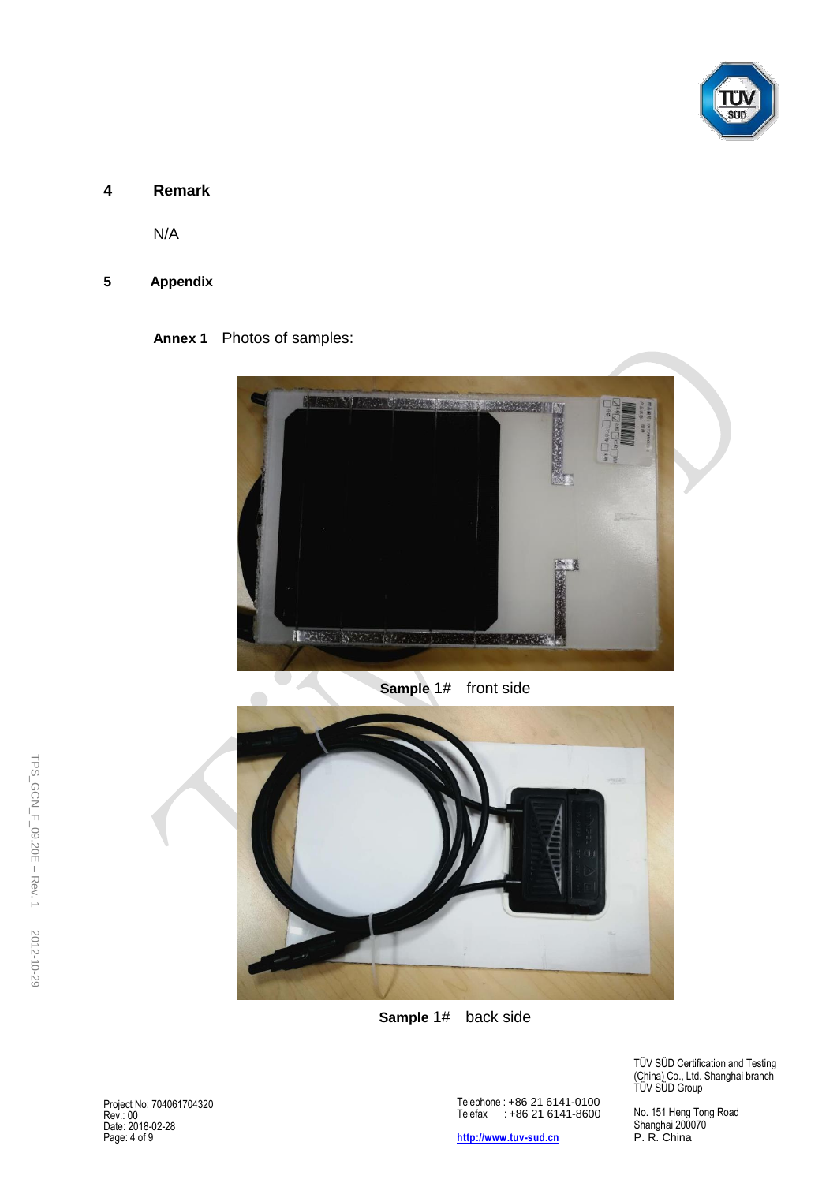## 4 Remark

N/A

## 5 Appendix

**Annex 1** Photos of samples:

**Sample** 1# front side

**Sample** 1# back side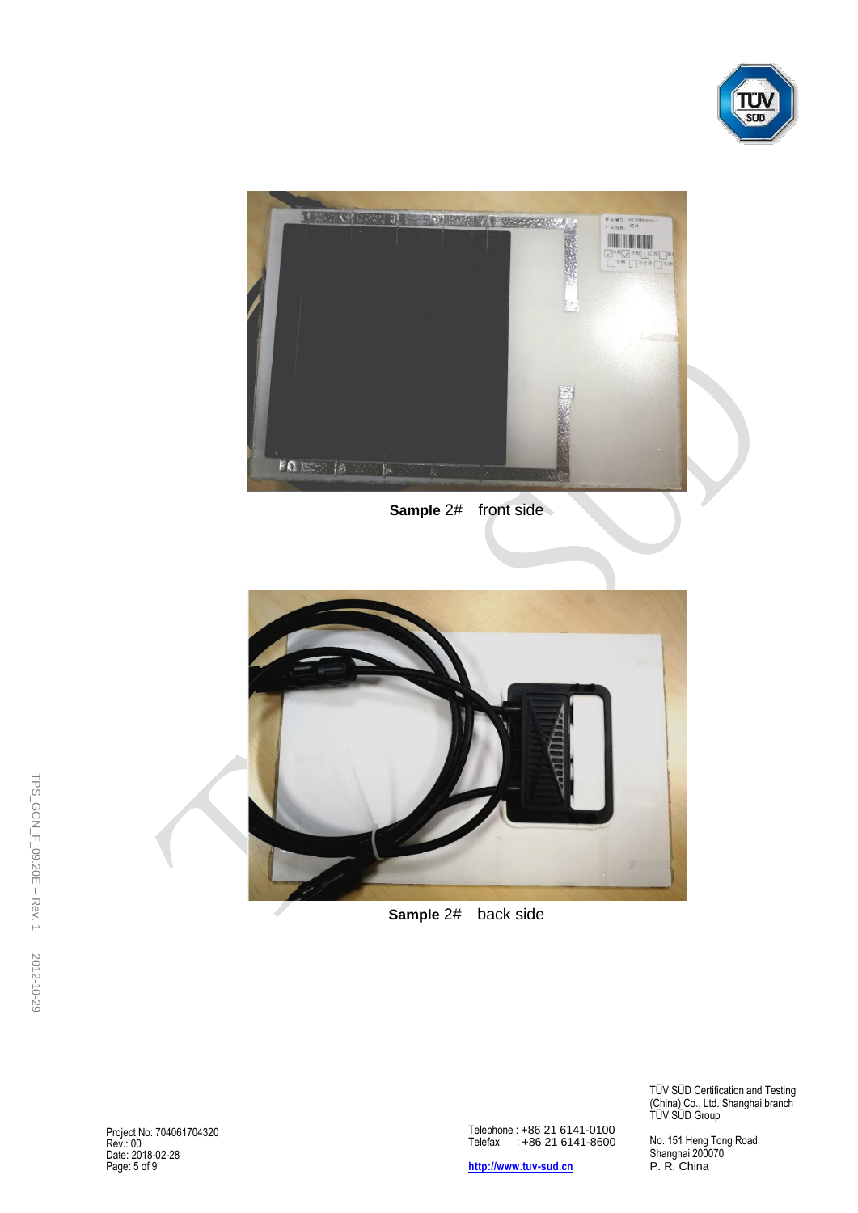**Sample** 2#　front side

**Sample** 2#　back side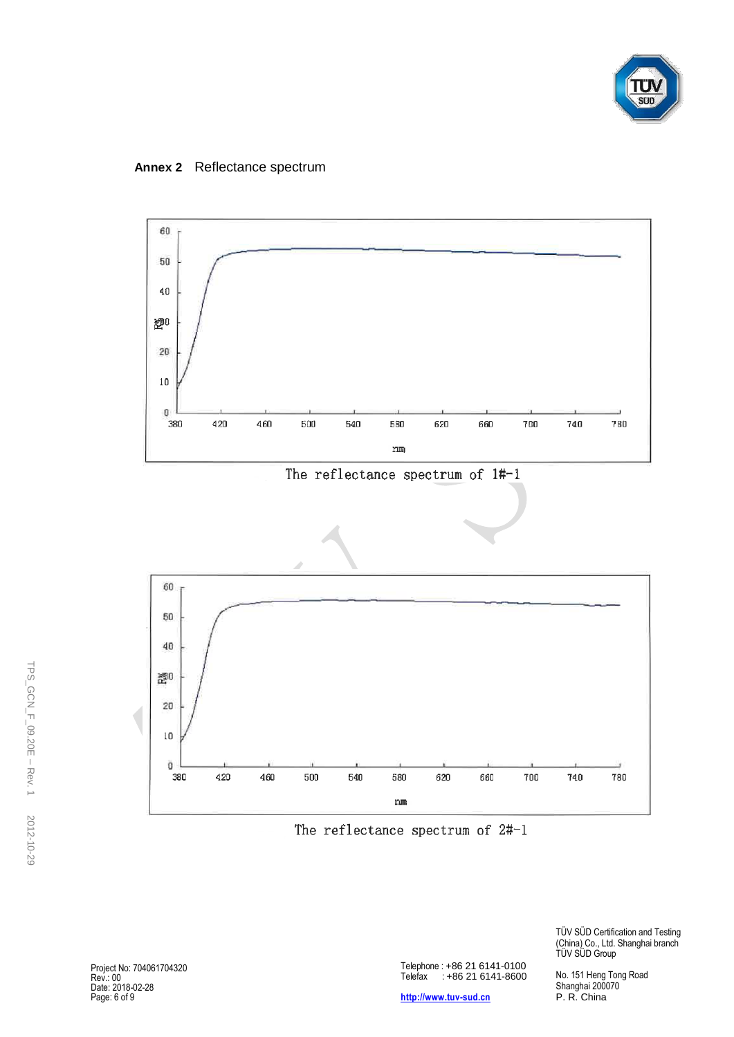**Annex 2** Reflectance spectrum

The reflectance spectrum of 1#-1

The reflectance spectrum of 2#-1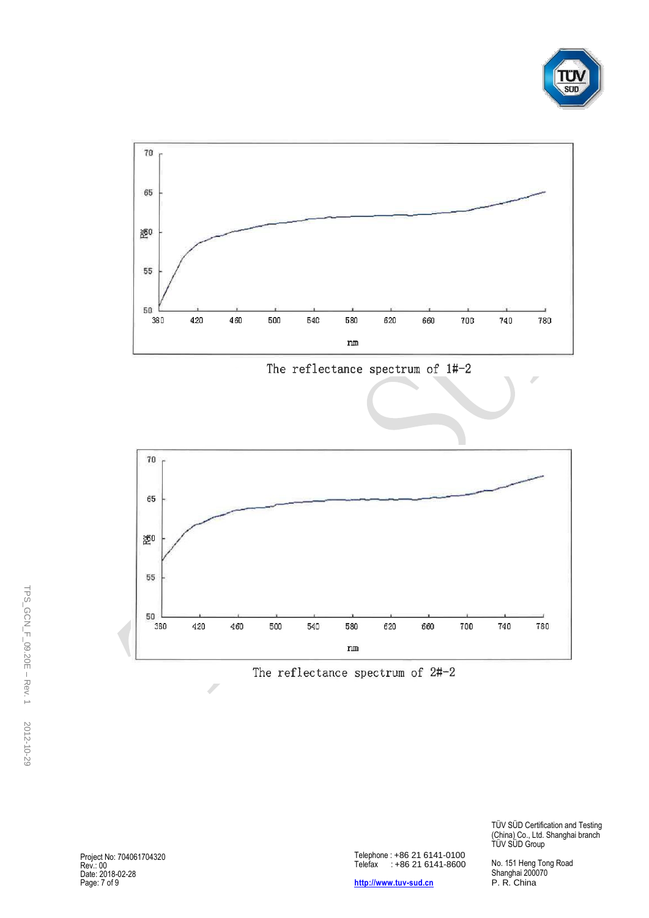The reflectance spectrum of 1#-2

The reflectance spectrum of 2#-2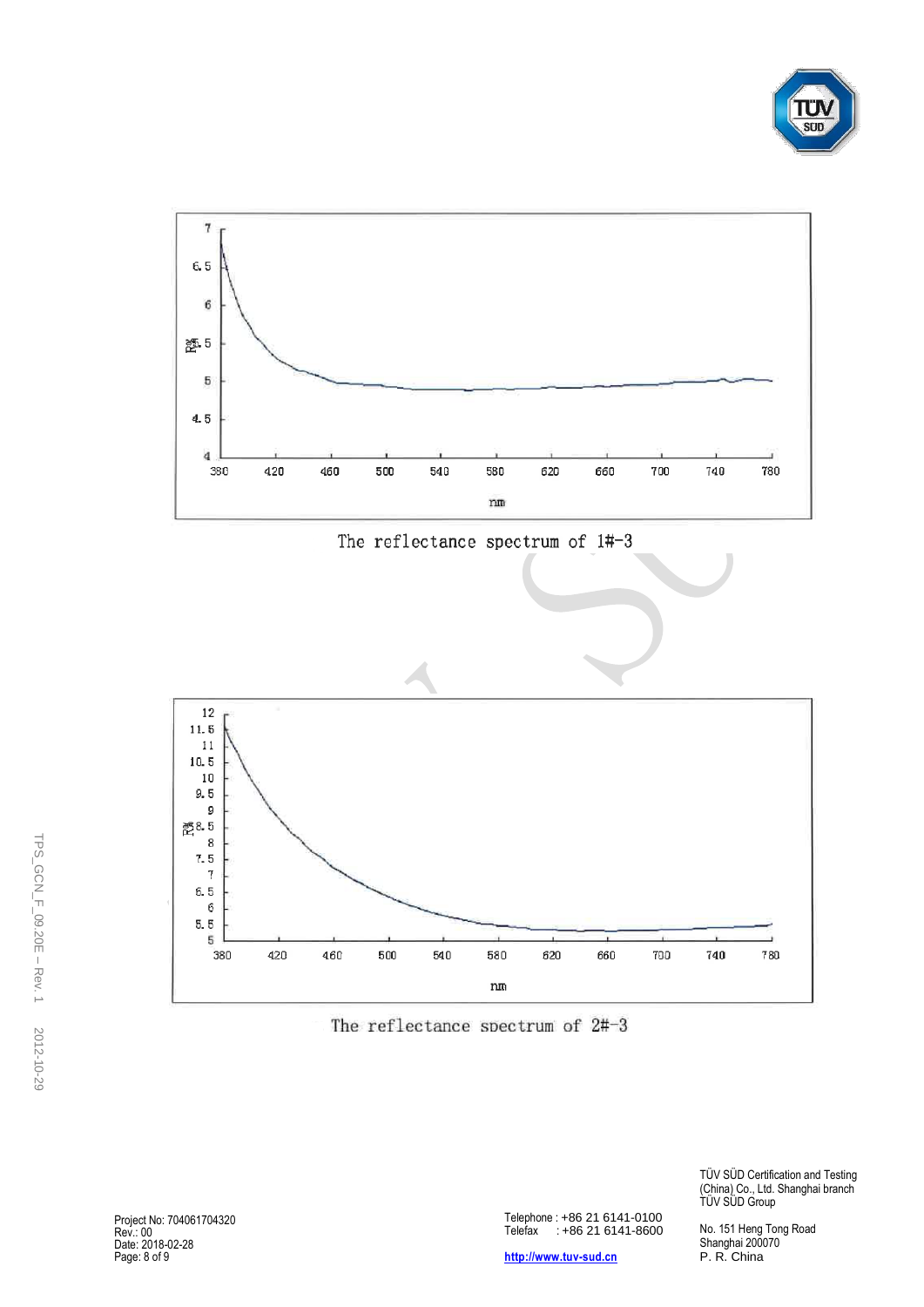The reflectance spectrum of 1#-3

The reflectance spectrum of 2#-3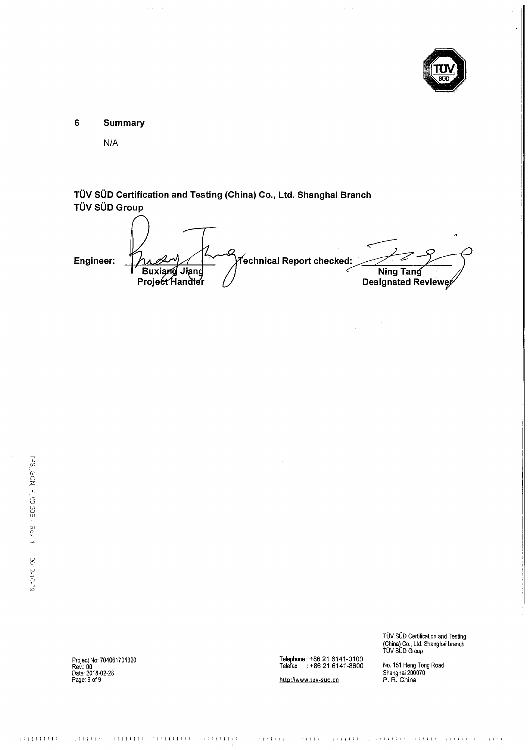## 6 Summary

N/A

**TÜV SÜD Certification and Testing (China) Co., Ltd. Shanghai Branch**
**TÜV SÜD Group**

**Engineer:** Buxiang Jiang, Project Handler

**Technical Report checked:** Ning Tang, Designated Reviewer

TPS_GCN_F_09.20E – Rev 1 2012-10-29

Project No: 704061704320
Rev.: 00
Date: 2018-02-28

Telephone : +86 21 6141-0100
Telefax : +86 21 6141-8600

http://www.tuv-sud.cn

TÜV SÜD Certification and Testing (China) Co., Ltd. Shanghai branch
TÜV SÜD Group

No. 151 Heng Tong Road
Shanghai 200070
P. R. China